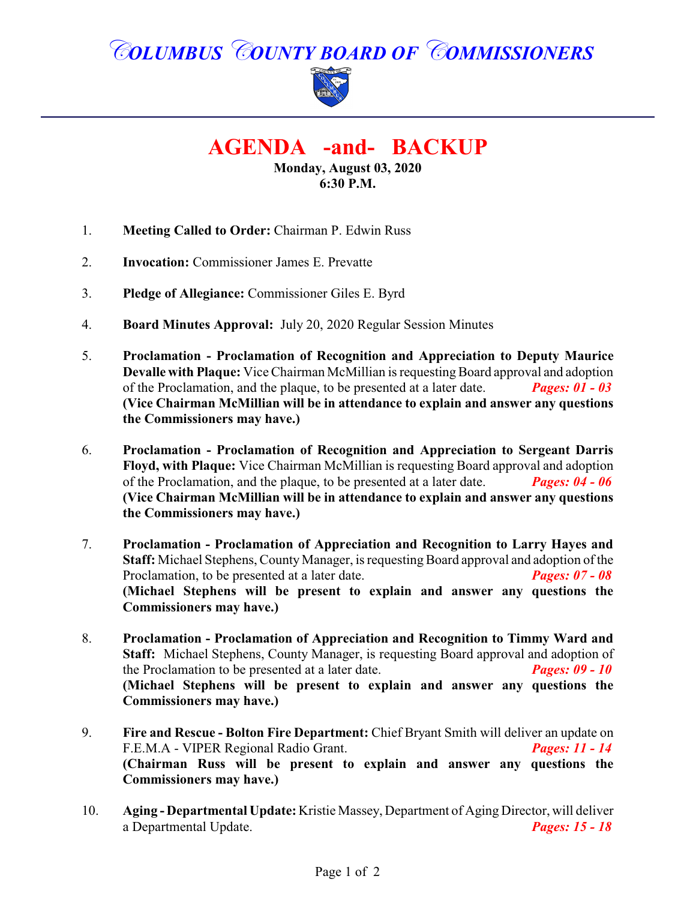# COLUMBUS COUNTY BOARD OF COMMISSIONERS

## AGENDA -and- BACKUP

**Monday, August 03, 2020**
**6:30 P.M.**

1. **Meeting Called to Order:** Chairman P. Edwin Russ

2. **Invocation:** Commissioner James E. Prevatte

3. **Pledge of Allegiance:** Commissioner Giles E. Byrd

4. **Board Minutes Approval:** July 20, 2020 Regular Session Minutes

5. **Proclamation - Proclamation of Recognition and Appreciation to Deputy Maurice Devalle with Plaque:** Vice Chairman McMillian is requesting Board approval and adoption of the Proclamation, and the plaque, to be presented at a later date. ***Pages: 01 - 03***
**(Vice Chairman McMillian will be in attendance to explain and answer any questions the Commissioners may have.)**

6. **Proclamation - Proclamation of Recognition and Appreciation to Sergeant Darris Floyd, with Plaque:** Vice Chairman McMillian is requesting Board approval and adoption of the Proclamation, and the plaque, to be presented at a later date. ***Pages: 04 - 06***
**(Vice Chairman McMillian will be in attendance to explain and answer any questions the Commissioners may have.)**

7. **Proclamation - Proclamation of Appreciation and Recognition to Larry Hayes and Staff:** Michael Stephens, County Manager, is requesting Board approval and adoption of the Proclamation, to be presented at a later date. ***Pages: 07 - 08***
**(Michael Stephens will be present to explain and answer any questions the Commissioners may have.)**

8. **Proclamation - Proclamation of Appreciation and Recognition to Timmy Ward and Staff:** Michael Stephens, County Manager, is requesting Board approval and adoption of the Proclamation to be presented at a later date. ***Pages: 09 - 10***
**(Michael Stephens will be present to explain and answer any questions the Commissioners may have.)**

9. **Fire and Rescue - Bolton Fire Department:** Chief Bryant Smith will deliver an update on F.E.M.A - VIPER Regional Radio Grant. ***Pages: 11 - 14***
**(Chairman Russ will be present to explain and answer any questions the Commissioners may have.)**

10. **Aging - Departmental Update:** Kristie Massey, Department of Aging Director, will deliver a Departmental Update. ***Pages: 15 - 18***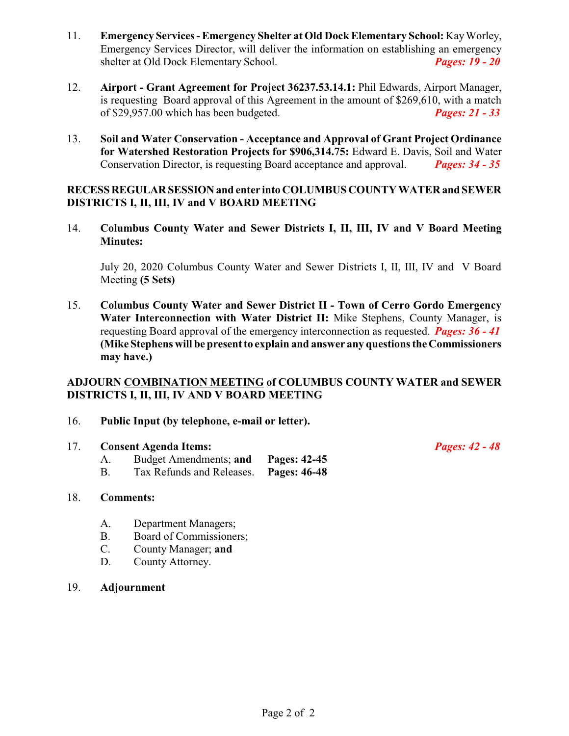11. **Emergency Services - Emergency Shelter at Old Dock Elementary School:** Kay Worley, Emergency Services Director, will deliver the information on establishing an emergency shelter at Old Dock Elementary School. ***Pages: 19 - 20***

12. **Airport - Grant Agreement for Project 36237.53.14.1:** Phil Edwards, Airport Manager, is requesting Board approval of this Agreement in the amount of $269,610, with a match of $29,957.00 which has been budgeted. ***Pages: 21 - 33***

13. **Soil and Water Conservation - Acceptance and Approval of Grant Project Ordinance for Watershed Restoration Projects for $906,314.75:** Edward E. Davis, Soil and Water Conservation Director, is requesting Board acceptance and approval. ***Pages: 34 - 35***

**RECESS REGULAR SESSION and enter into COLUMBUS COUNTY WATER and SEWER DISTRICTS I, II, III, IV and V BOARD MEETING**

14. **Columbus County Water and Sewer Districts I, II, III, IV and V Board Meeting Minutes:**

    July 20, 2020 Columbus County Water and Sewer Districts I, II, III, IV and V Board Meeting **(5 Sets)**

15. **Columbus County Water and Sewer District II - Town of Cerro Gordo Emergency Water Interconnection with Water District II:** Mike Stephens, County Manager, is requesting Board approval of the emergency interconnection as requested. ***Pages: 36 - 41*** **(Mike Stephens will be present to explain and answer any questions the Commissioners may have.)**

**ADJOURN <u>COMBINATION MEETING</u> of COLUMBUS COUNTY WATER and SEWER DISTRICTS I, II, III, IV AND V BOARD MEETING**

16. **Public Input (by telephone, e-mail or letter).**

17. **Consent Agenda Items:** ***Pages: 42 - 48***
    - A. Budget Amendments; **and** **Pages: 42-45**
    - B. Tax Refunds and Releases. **Pages: 46-48**

18. **Comments:**
    - A. Department Managers;
    - B. Board of Commissioners;
    - C. County Manager; **and**
    - D. County Attorney.

19. **Adjournment**